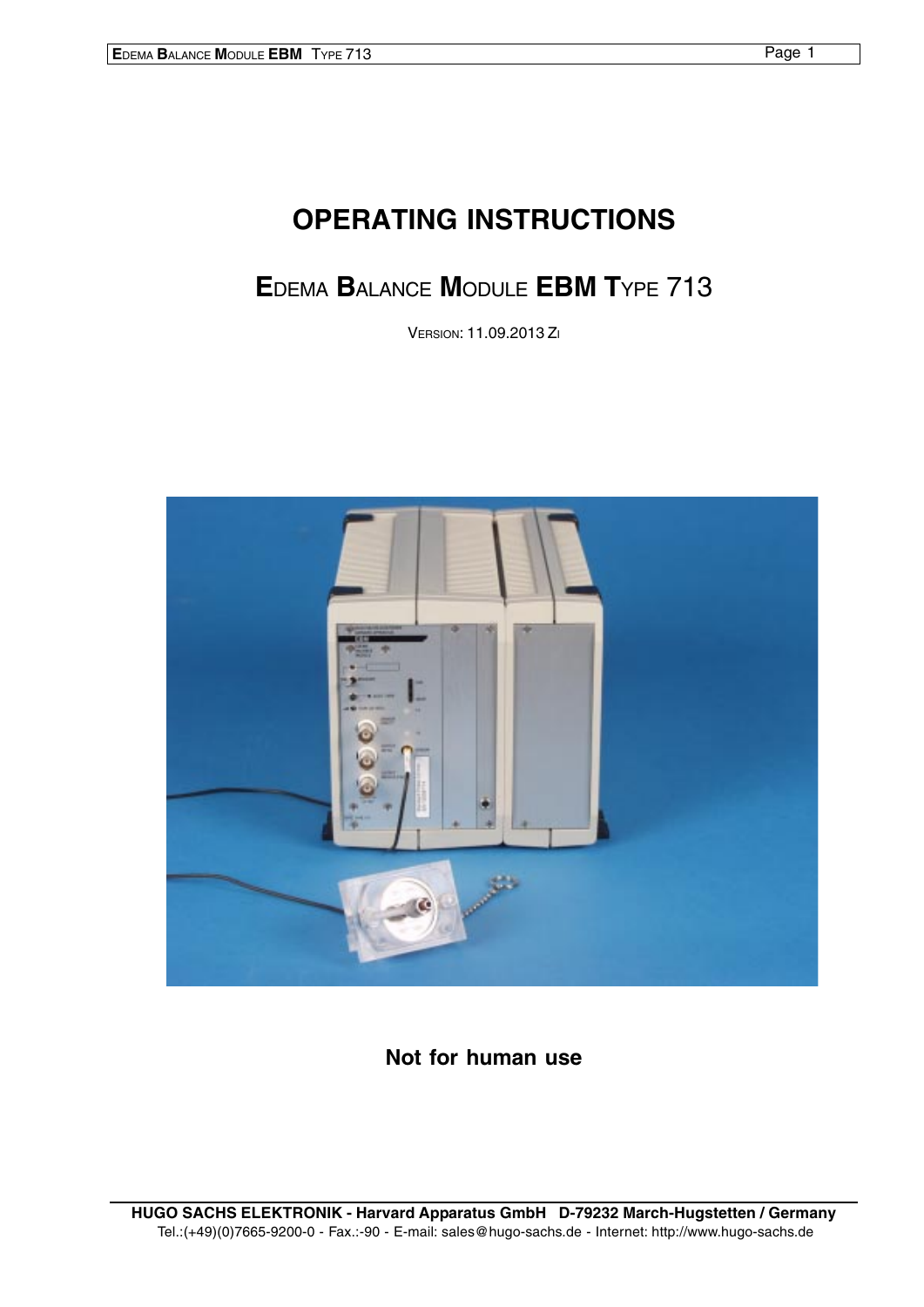# OPERATING INSTRUCTIONS

## EDEMA BALANCE MODULE EBM TYPE 713

VERSION: 11.09.2013 ZI

**Not for human use**

**HUGO SACHS ELEKTRONIK - Harvard Apparatus GmbH D-79232 March-Hugstetten / Germany**
Tel.:(+49)(0)7665-9200-0 - Fax.:-90 - E-mail: sales@hugo-sachs.de - Internet: http://www.hugo-sachs.de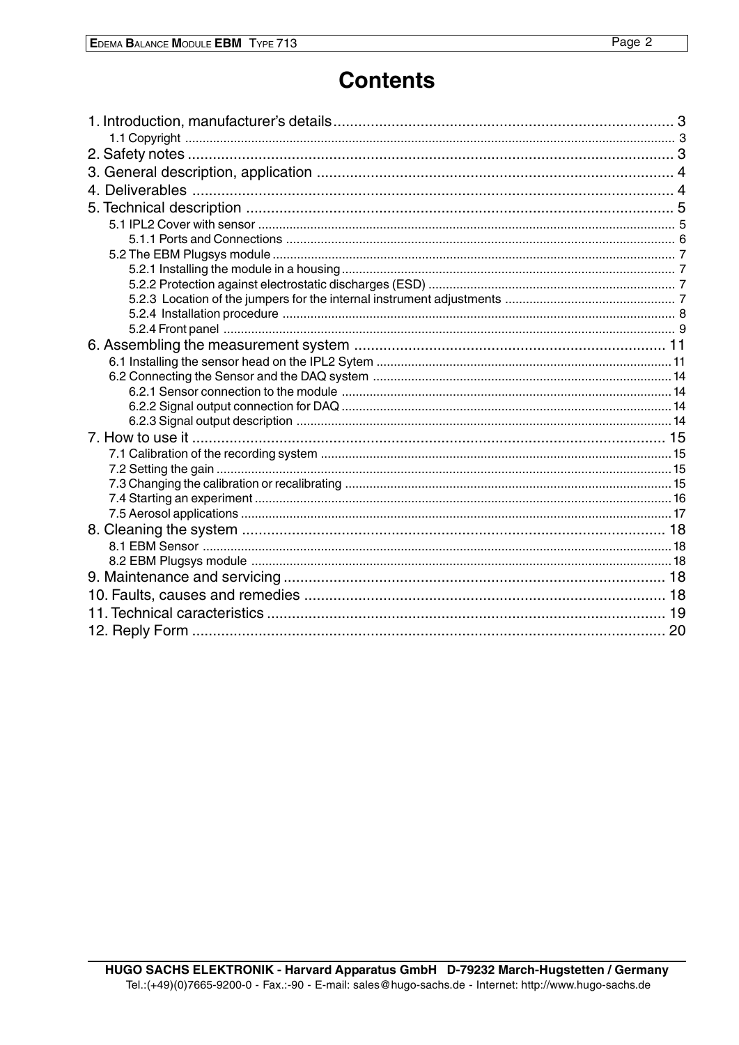# Contents

1. Introduction, manufacturer's details .................................................................... 3
   - 1.1 Copyright .................................................................................................... 3
2. Safety notes ........................................................................................................ 3
3. General description, application ......................................................................... 4
4. Deliverables ........................................................................................................ 4
5. Technical description ........................................................................................... 5
   - 5.1 IPL2 Cover with sensor .................................................................................. 5
     - 5.1.1 Ports and Connections ............................................................................. 6
   - 5.2 The EBM Plugsys module ............................................................................... 7
     - 5.2.1 Installing the module in a housing ............................................................ 7
     - 5.2.2 Protection against electrostatic discharges (ESD) ....................................... 7
     - 5.2.3 Location of the jumpers for the internal instrument adjustments ................. 7
     - 5.2.4 Installation procedure .............................................................................. 8
     - 5.2.4 Front panel ............................................................................................. 9
6. Assembling the measurement system .................................................................. 11
   - 6.1 Installing the sensor head on the IPL2 Sytem ................................................ 11
   - 6.2 Connecting the Sensor and the DAQ system ................................................. 14
     - 6.2.1 Sensor connection to the module ............................................................ 14
     - 6.2.2 Signal output connection for DAQ ........................................................... 14
     - 6.2.3 Signal output description ........................................................................ 14
7. How to use it ...................................................................................................... 15
   - 7.1 Calibration of the recording system .............................................................. 15
   - 7.2 Setting the gain ............................................................................................ 15
   - 7.3 Changing the calibration or recalibrating ....................................................... 15
   - 7.4 Starting an experiment ................................................................................. 16
   - 7.5 Aerosol applications ..................................................................................... 17
8. Cleaning the system ............................................................................................ 18
   - 8.1 EBM Sensor .................................................................................................. 18
   - 8.2 EBM Plugsys module .................................................................................... 18
9. Maintenance and servicing .................................................................................. 18
10. Faults, causes and remedies .............................................................................. 18
11. Technical caracteristics ..................................................................................... 19
12. Reply Form ....................................................................................................... 20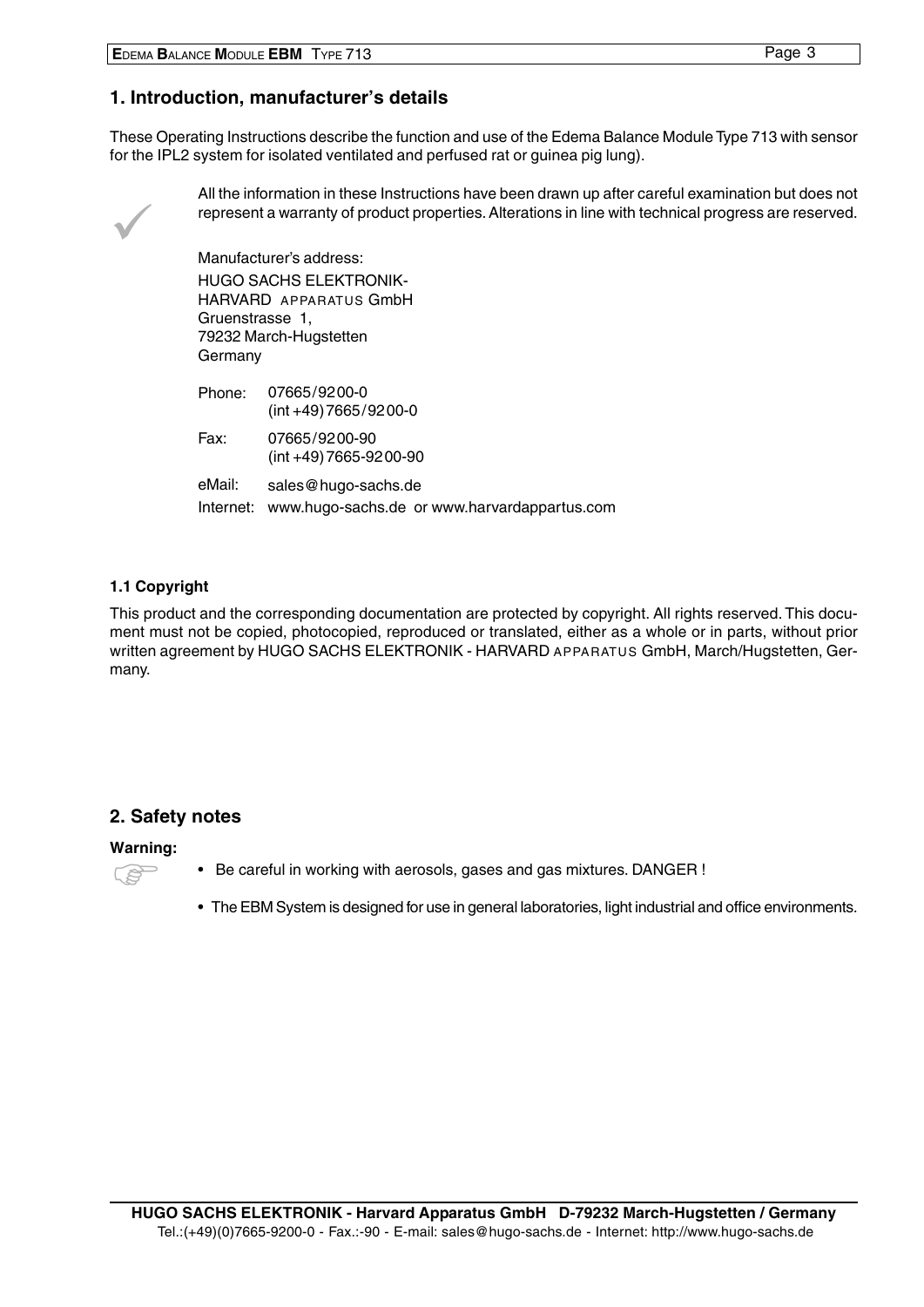## 1. Introduction, manufacturer's details

These Operating Instructions describe the function and use of the Edema Balance Module Type 713 with sensor for the IPL2 system for isolated ventilated and perfused rat or guinea pig lung).

All the information in these Instructions have been drawn up after careful examination but does not represent a warranty of product properties. Alterations in line with technical progress are reserved.

Manufacturer's address:
HUGO SACHS ELEKTRONIK-
HARVARD APPARATUS GmbH
Gruenstrasse 1,
79232 March-Hugstetten
Germany

| | |
|---|---|
| Phone: | 07665/9200-0<br>(int +49) 7665/9200-0 |
| Fax: | 07665/9200-90<br>(int +49) 7665-9200-90 |
| eMail: | sales@hugo-sachs.de |
| Internet: | www.hugo-sachs.de or www.harvardappartus.com |

### 1.1 Copyright

This product and the corresponding documentation are protected by copyright. All rights reserved. This document must not be copied, photocopied, reproduced or translated, either as a whole or in parts, without prior written agreement by HUGO SACHS ELEKTRONIK - HARVARD APPARATUS GmbH, March/Hugstetten, Germany.

## 2. Safety notes

**Warning:**

- Be careful in working with aerosols, gases and gas mixtures. DANGER !
- The EBM System is designed for use in general laboratories, light industrial and office environments.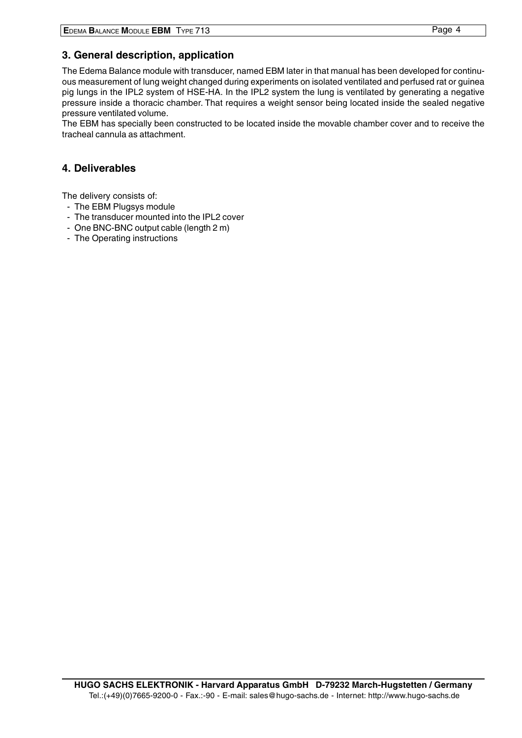## 3. General description, application

The Edema Balance module with transducer, named EBM later in that manual has been developed for continuous measurement of lung weight changed during experiments on isolated ventilated and perfused rat or guinea pig lungs in the IPL2 system of HSE-HA. In the IPL2 system the lung is ventilated by generating a negative pressure inside a thoracic chamber. That requires a weight sensor being located inside the sealed negative pressure ventilated volume.

The EBM has specially been constructed to be located inside the movable chamber cover and to receive the tracheal cannula as attachment.

## 4. Deliverables

The delivery consists of:

- The EBM Plugsys module
- The transducer mounted into the IPL2 cover
- One BNC-BNC output cable (length 2 m)
- The Operating instructions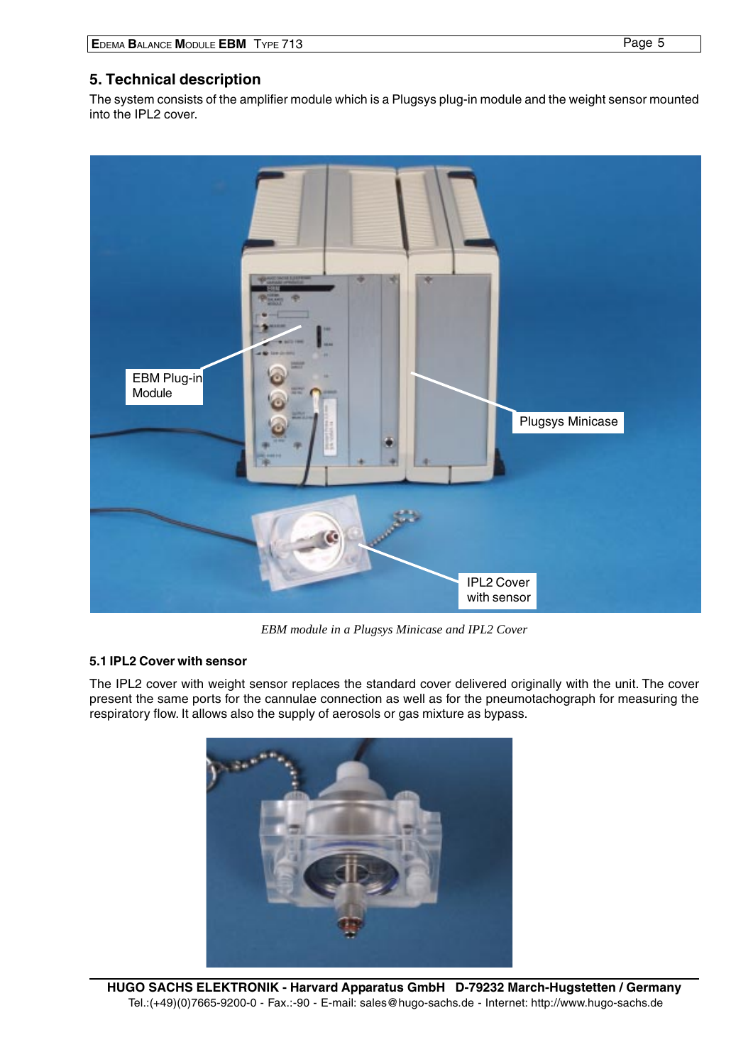## 5. Technical description

The system consists of the amplifier module which is a Plugsys plug-in module and the weight sensor mounted into the IPL2 cover.

EBM Plug-in Module

Plugsys Minicase

IPL2 Cover with sensor

*EBM module in a Plugsys Minicase and IPL2 Cover*

### 5.1 IPL2 Cover with sensor

The IPL2 cover with weight sensor replaces the standard cover delivered originally with the unit. The cover present the same ports for the cannulae connection as well as for the pneumotachograph for measuring the respiratory flow. It allows also the supply of aerosols or gas mixture as bypass.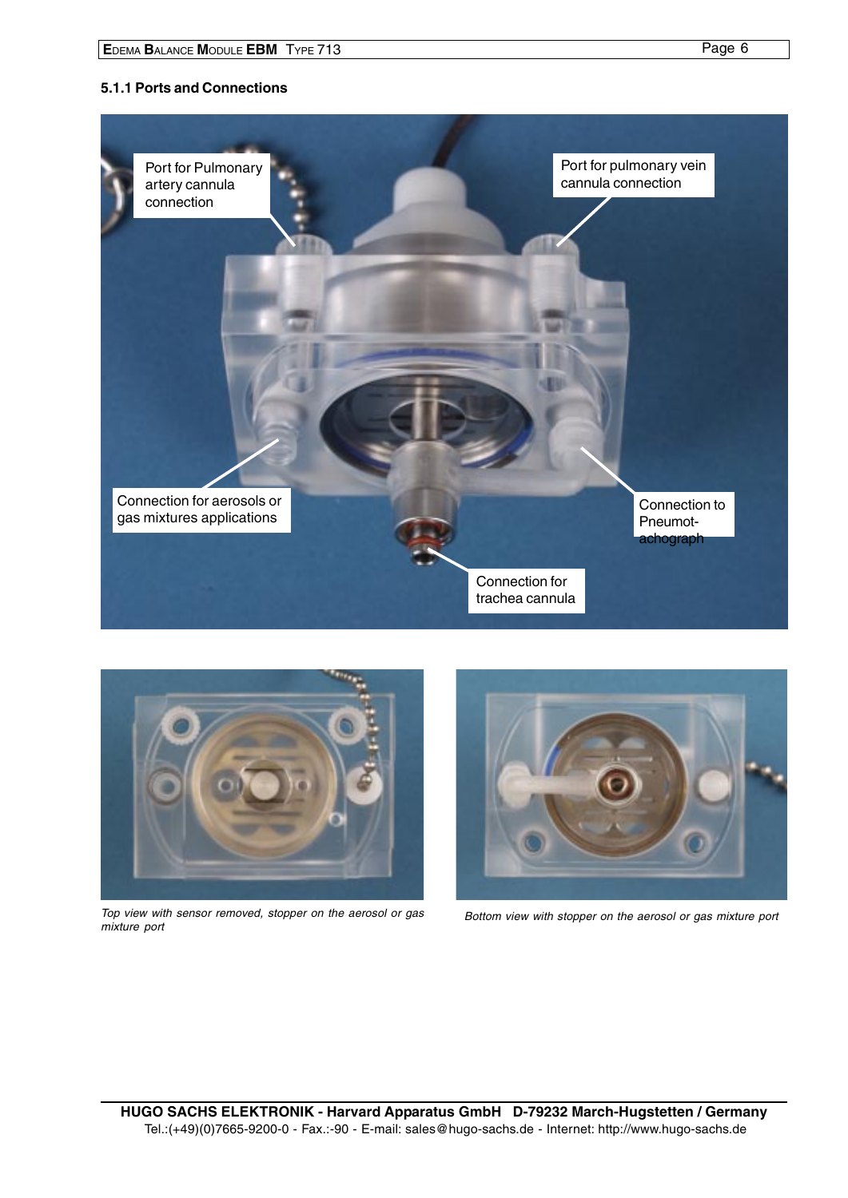### 5.1.1 Ports and Connections

Port for Pulmonary artery cannula connection

Port for pulmonary vein cannula connection

Connection for aerosols or gas mixtures applications

Connection to Pneumotachograph

Connection for trachea cannula

*Top view with sensor removed, stopper on the aerosol or gas mixture port*

*Bottom view with stopper on the aerosol or gas mixture port*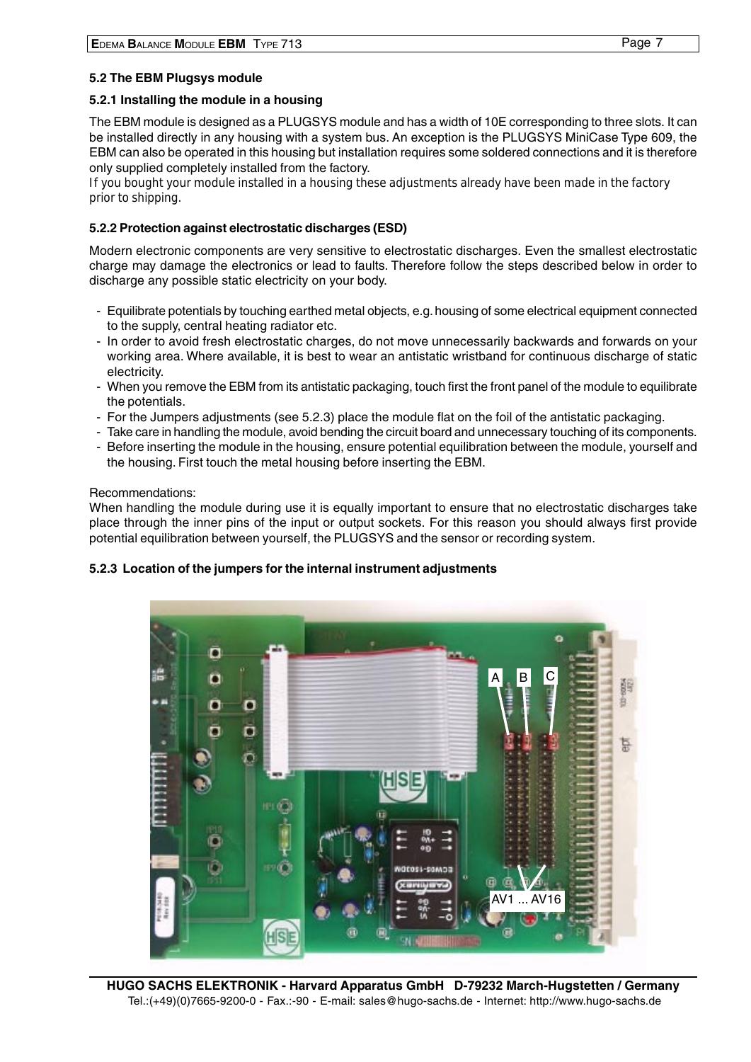## 5.2 The EBM Plugsys module

### 5.2.1 Installing the module in a housing

The EBM module is designed as a PLUGSYS module and has a width of 10E corresponding to three slots. It can be installed directly in any housing with a system bus. An exception is the PLUGSYS MiniCase Type 609, the EBM can also be operated in this housing but installation requires some soldered connections and it is therefore only supplied completely installed from the factory.

*If you bought your module installed in a housing these adjustments already have been made in the factory prior to shipping.*

### 5.2.2 Protection against electrostatic discharges (ESD)

Modern electronic components are very sensitive to electrostatic discharges. Even the smallest electrostatic charge may damage the electronics or lead to faults. Therefore follow the steps described below in order to discharge any possible static electricity on your body.

- Equilibrate potentials by touching earthed metal objects, e.g. housing of some electrical equipment connected to the supply, central heating radiator etc.
- In order to avoid fresh electrostatic charges, do not move unnecessarily backwards and forwards on your working area. Where available, it is best to wear an antistatic wristband for continuous discharge of static electricity.
- When you remove the EBM from its antistatic packaging, touch first the front panel of the module to equilibrate the potentials.
- For the Jumpers adjustments (see 5.2.3) place the module flat on the foil of the antistatic packaging.
- Take care in handling the module, avoid bending the circuit board and unnecessary touching of its components.
- Before inserting the module in the housing, ensure potential equilibration between the module, yourself and the housing. First touch the metal housing before inserting the EBM.

Recommendations:
When handling the module during use it is equally important to ensure that no electrostatic discharges take place through the inner pins of the input or output sockets. For this reason you should always first provide potential equilibration between yourself, the PLUGSYS and the sensor or recording system.

### 5.2.3 Location of the jumpers for the internal instrument adjustments

A B C

AV1 ... AV16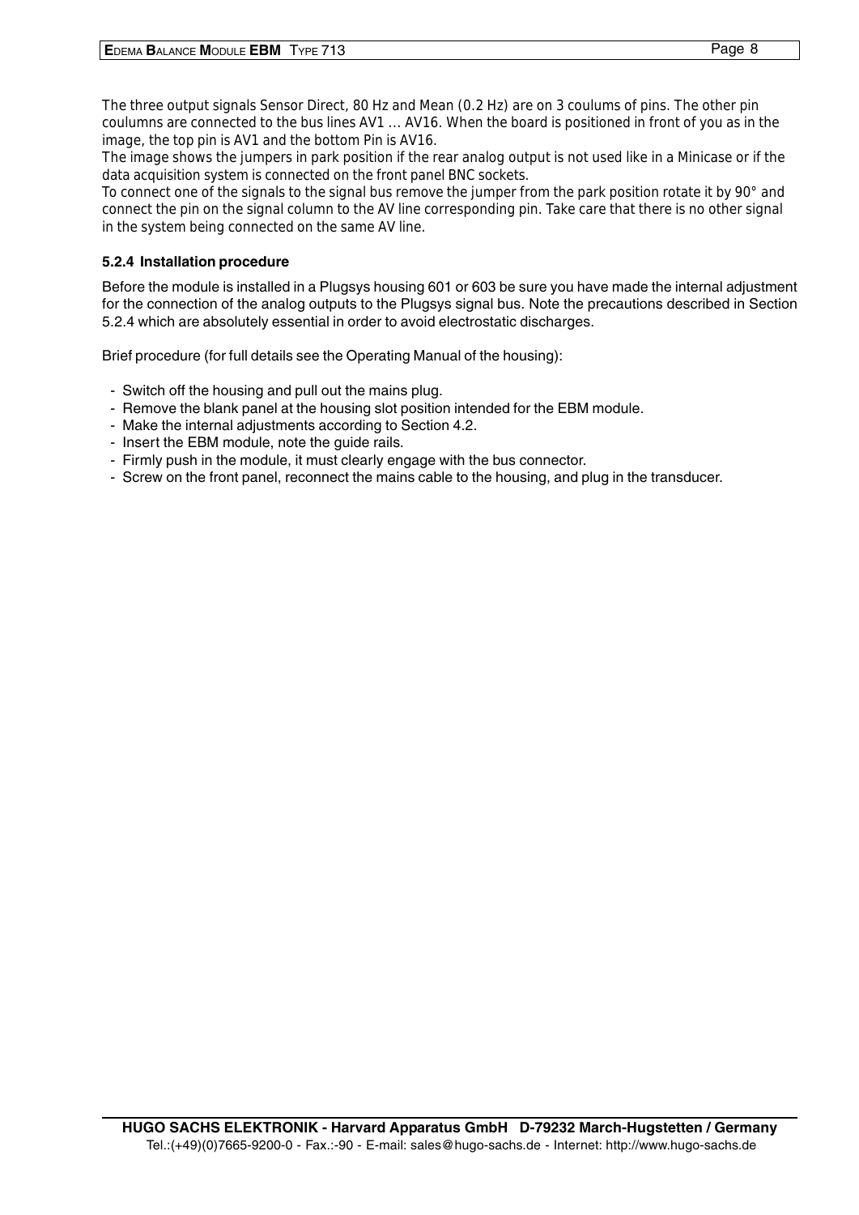The three output signals Sensor Direct, 80 Hz and Mean (0.2 Hz) are on 3 coulums of pins. The other pin coulumns are connected to the bus lines AV1 … AV16. When the board is positioned in front of you as in the image, the top pin is AV1 and the bottom Pin is AV16.

The image shows the jumpers in park position if the rear analog output is not used like in a Minicase or if the data acquisition system is connected on the front panel BNC sockets.

To connect one of the signals to the signal bus remove the jumper from the park position rotate it by 90° and connect the pin on the signal column to the AV line corresponding pin. Take care that there is no other signal in the system being connected on the same AV line.

### 5.2.4 Installation procedure

Before the module is installed in a Plugsys housing 601 or 603 be sure you have made the internal adjustment for the connection of the analog outputs to the Plugsys signal bus. Note the precautions described in Section 5.2.4 which are absolutely essential in order to avoid electrostatic discharges.

Brief procedure (for full details see the Operating Manual of the housing):

- Switch off the housing and pull out the mains plug.
- Remove the blank panel at the housing slot position intended for the EBM module.
- Make the internal adjustments according to Section 4.2.
- Insert the EBM module, note the guide rails.
- Firmly push in the module, it must clearly engage with the bus connector.
- Screw on the front panel, reconnect the mains cable to the housing, and plug in the transducer.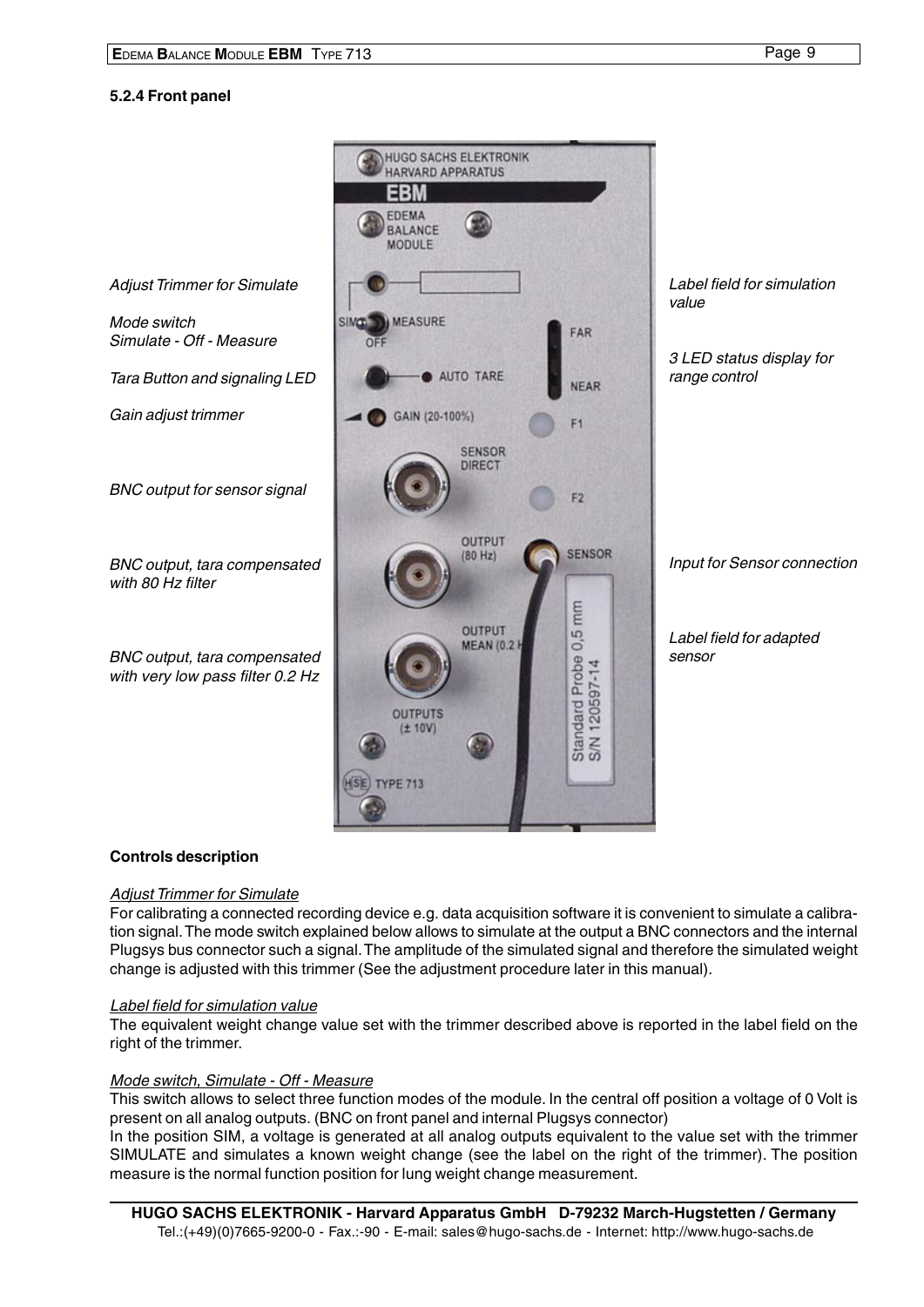### 5.2.4 Front panel

*Adjust Trimmer for Simulate*

*Mode switch Simulate - Off - Measure*

*Tara Button and signaling LED*

*Gain adjust trimmer*

*BNC output for sensor signal*

*BNC output, tara compensated with 80 Hz filter*

*BNC output, tara compensated with very low pass filter 0.2 Hz*

*Label field for simulation value*

*3 LED status display for range control*

*Input for Sensor connection*

*Label field for adapted sensor*

**Controls description**

Adjust Trimmer for Simulate

For calibrating a connected recording device e.g. data acquisition software it is convenient to simulate a calibration signal. The mode switch explained below allows to simulate at the output a BNC connectors and the internal Plugsys bus connector such a signal. The amplitude of the simulated signal and therefore the simulated weight change is adjusted with this trimmer (See the adjustment procedure later in this manual).

Label field for simulation value

The equivalent weight change value set with the trimmer described above is reported in the label field on the right of the trimmer.

Mode switch, Simulate - Off - Measure

This switch allows to select three function modes of the module. In the central off position a voltage of 0 Volt is present on all analog outputs. (BNC on front panel and internal Plugsys connector)

In the position SIM, a voltage is generated at all analog outputs equivalent to the value set with the trimmer SIMULATE and simulates a known weight change (see the label on the right of the trimmer). The position measure is the normal function position for lung weight change measurement.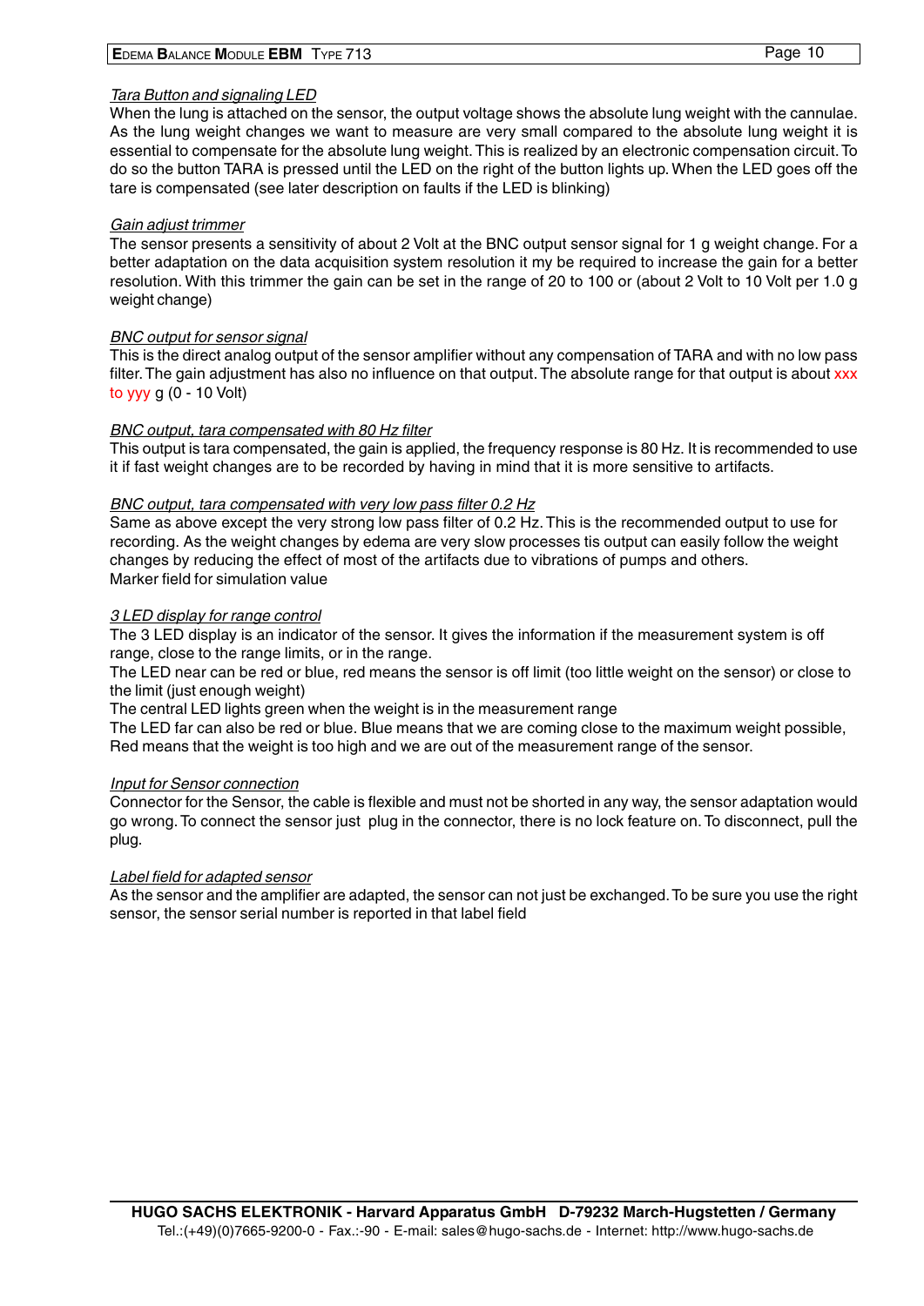*Tara Button and signaling LED*

When the lung is attached on the sensor, the output voltage shows the absolute lung weight with the cannulae. As the lung weight changes we want to measure are very small compared to the absolute lung weight it is essential to compensate for the absolute lung weight. This is realized by an electronic compensation circuit. To do so the button TARA is pressed until the LED on the right of the button lights up. When the LED goes off the tare is compensated (see later description on faults if the LED is blinking)

*Gain adjust trimmer*

The sensor presents a sensitivity of about 2 Volt at the BNC output sensor signal for 1 g weight change. For a better adaptation on the data acquisition system resolution it my be required to increase the gain for a better resolution. With this trimmer the gain can be set in the range of 20 to 100 or (about 2 Volt to 10 Volt per 1.0 g weight change)

*BNC output for sensor signal*

This is the direct analog output of the sensor amplifier without any compensation of TARA and with no low pass filter. The gain adjustment has also no influence on that output. The absolute range for that output is about xxx to yyy g (0 - 10 Volt)

*BNC output, tara compensated with 80 Hz filter*

This output is tara compensated, the gain is applied, the frequency response is 80 Hz. It is recommended to use it if fast weight changes are to be recorded by having in mind that it is more sensitive to artifacts.

*BNC output, tara compensated with very low pass filter 0.2 Hz*

Same as above except the very strong low pass filter of 0.2 Hz. This is the recommended output to use for recording. As the weight changes by edema are very slow processes tis output can easily follow the weight changes by reducing the effect of most of the artifacts due to vibrations of pumps and others.
Marker field for simulation value

*3 LED display for range control*

The 3 LED display is an indicator of the sensor. It gives the information if the measurement system is off range, close to the range limits, or in the range.
The LED near can be red or blue, red means the sensor is off limit (too little weight on the sensor) or close to the limit (just enough weight)
The central LED lights green when the weight is in the measurement range
The LED far can also be red or blue. Blue means that we are coming close to the maximum weight possible, Red means that the weight is too high and we are out of the measurement range of the sensor.

*Input for Sensor connection*

Connector for the Sensor, the cable is flexible and must not be shorted in any way, the sensor adaptation would go wrong. To connect the sensor just plug in the connector, there is no lock feature on. To disconnect, pull the plug.

*Label field for adapted sensor*

As the sensor and the amplifier are adapted, the sensor can not just be exchanged. To be sure you use the right sensor, the sensor serial number is reported in that label field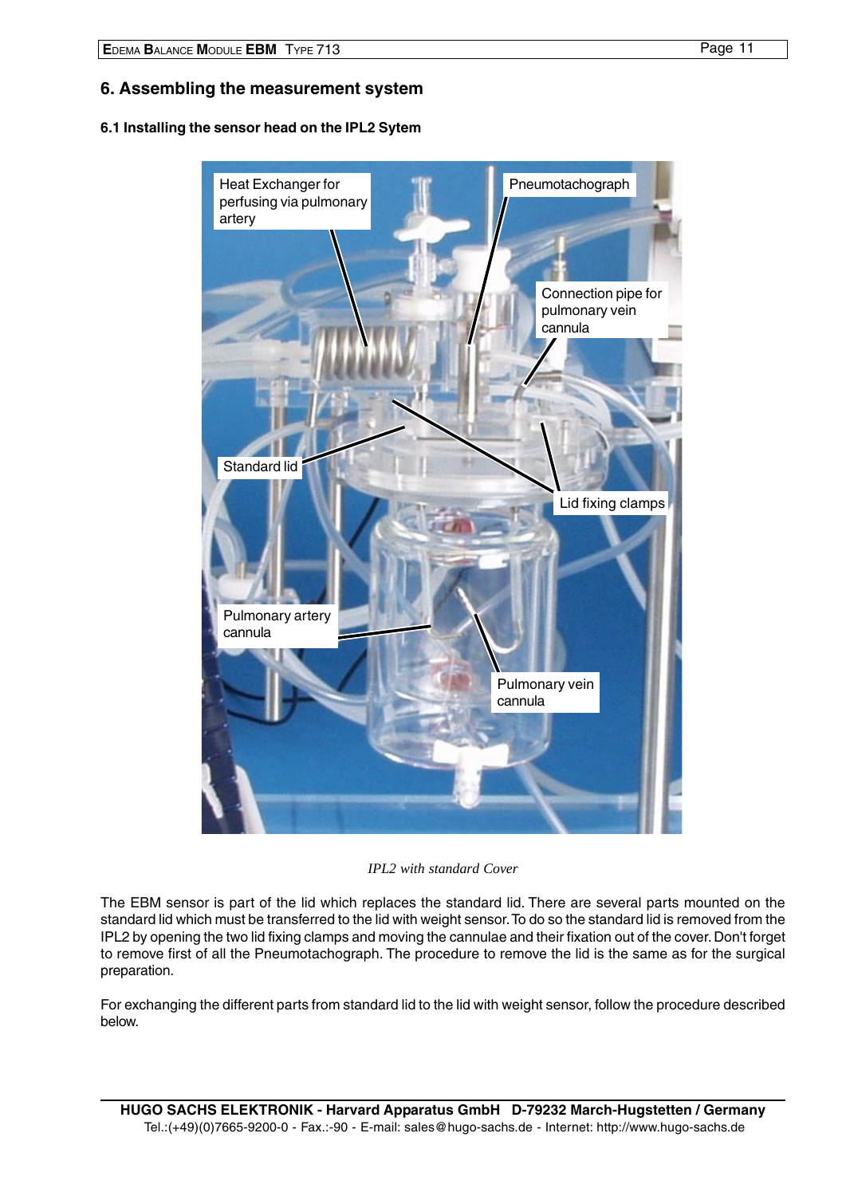## 6. Assembling the measurement system

### 6.1 Installing the sensor head on the IPL2 Sytem

*IPL2 with standard Cover*

The EBM sensor is part of the lid which replaces the standard lid. There are several parts mounted on the standard lid which must be transferred to the lid with weight sensor. To do so the standard lid is removed from the IPL2 by opening the two lid fixing clamps and moving the cannulae and their fixation out of the cover. Don't forget to remove first of all the Pneumotachograph. The procedure to remove the lid is the same as for the surgical preparation.

For exchanging the different parts from standard lid to the lid with weight sensor, follow the procedure described below.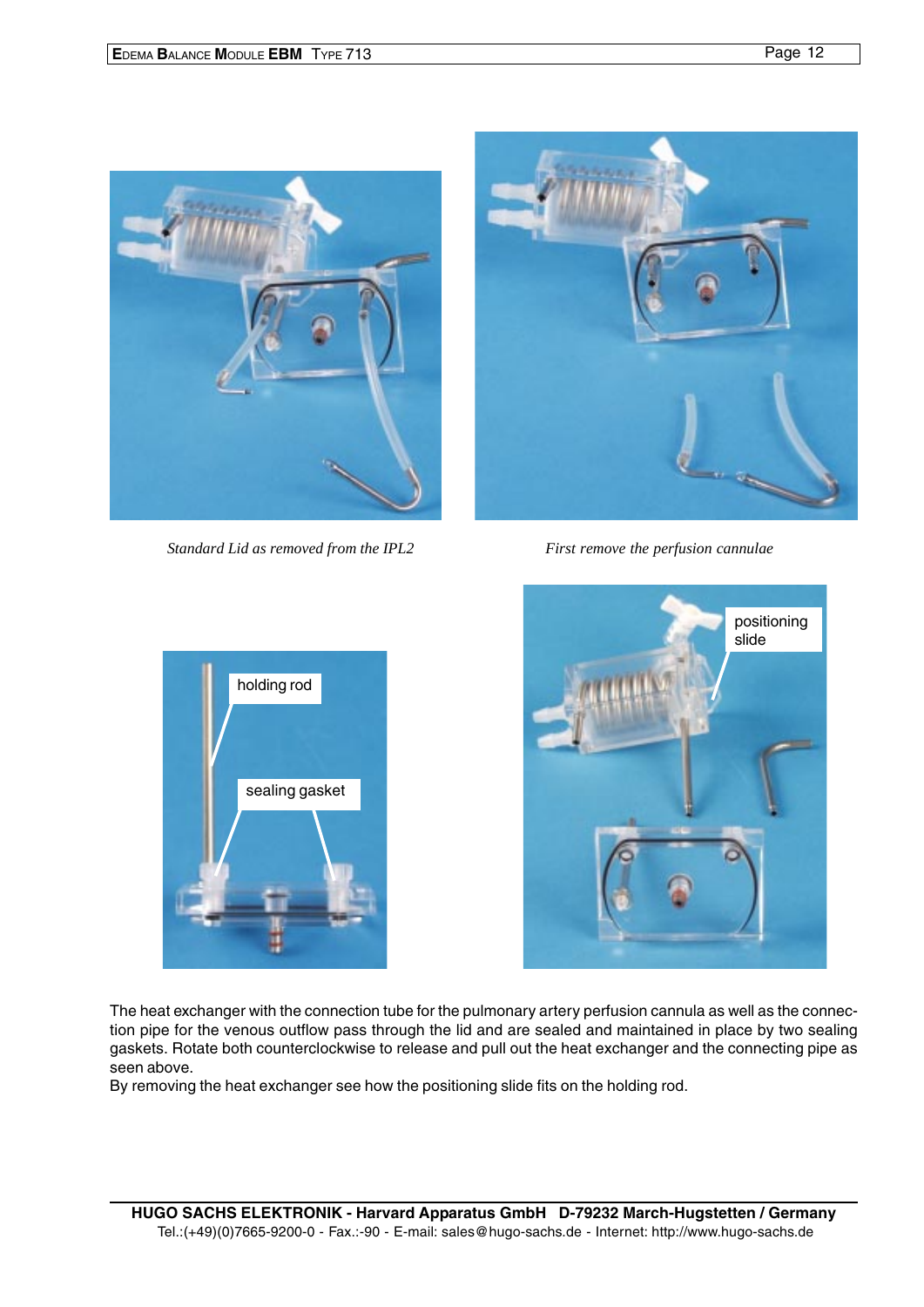*Standard Lid as removed from the IPL2*

*First remove the perfusion cannulae*

holding rod

sealing gasket

positioning slide

The heat exchanger with the connection tube for the pulmonary artery perfusion cannula as well as the connection pipe for the venous outflow pass through the lid and are sealed and maintained in place by two sealing gaskets. Rotate both counterclockwise to release and pull out the heat exchanger and the connecting pipe as seen above.
By removing the heat exchanger see how the positioning slide fits on the holding rod.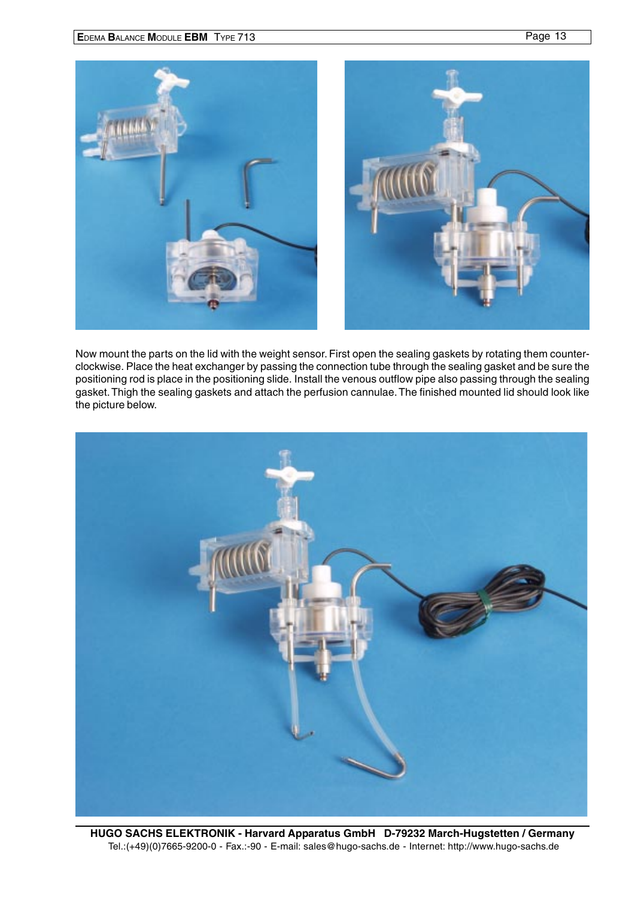Now mount the parts on the lid with the weight sensor. First open the sealing gaskets by rotating them counter-clockwise. Place the heat exchanger by passing the connection tube through the sealing gasket and be sure the positioning rod is place in the positioning slide. Install the venous outflow pipe also passing through the sealing gasket. Thigh the sealing gaskets and attach the perfusion cannulae. The finished mounted lid should look like the picture below.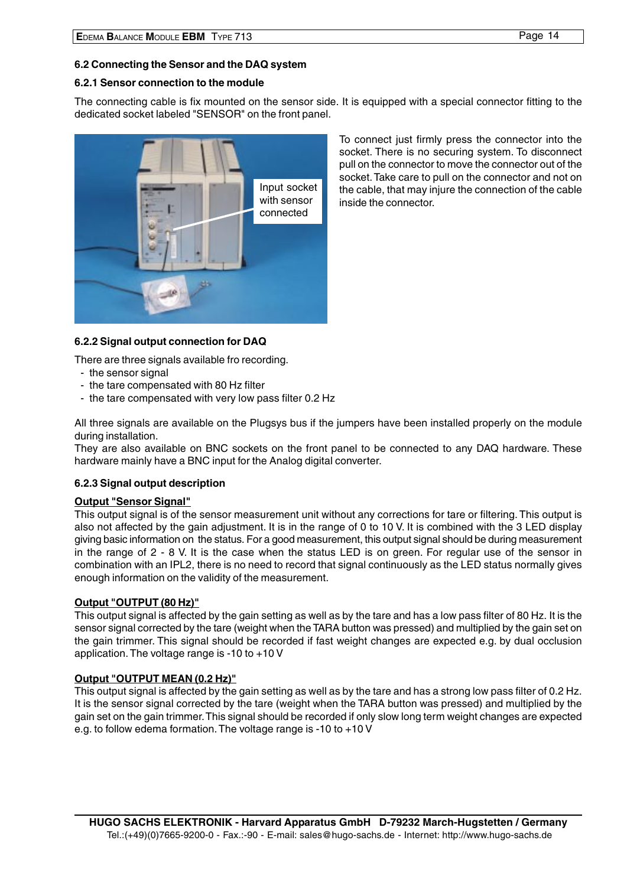## 6.2 Connecting the Sensor and the DAQ system

### 6.2.1 Sensor connection to the module

The connecting cable is fix mounted on the sensor side. It is equipped with a special connector fitting to the dedicated socket labeled "SENSOR" on the front panel.

Input socket with sensor connected

To connect just firmly press the connector into the socket. There is no securing system. To disconnect pull on the connector to move the connector out of the socket. Take care to pull on the connector and not on the cable, that may injure the connection of the cable inside the connector.

### 6.2.2 Signal output connection for DAQ

There are three signals available fro recording.

- the sensor signal
- the tare compensated with 80 Hz filter
- the tare compensated with very low pass filter 0.2 Hz

All three signals are available on the Plugsys bus if the jumpers have been installed properly on the module during installation.
They are also available on BNC sockets on the front panel to be connected to any DAQ hardware. These hardware mainly have a BNC input for the Analog digital converter.

### 6.2.3 Signal output description

**Output "Sensor Signal"**
This output signal is of the sensor measurement unit without any corrections for tare or filtering. This output is also not affected by the gain adjustment. It is in the range of 0 to 10 V. It is combined with the 3 LED display giving basic information on the status. For a good measurement, this output signal should be during measurement in the range of 2 - 8 V. It is the case when the status LED is on green. For regular use of the sensor in combination with an IPL2, there is no need to record that signal continuously as the LED status normally gives enough information on the validity of the measurement.

**Output "OUTPUT (80 Hz)"**
This output signal is affected by the gain setting as well as by the tare and has a low pass filter of 80 Hz. It is the sensor signal corrected by the tare (weight when the TARA button was pressed) and multiplied by the gain set on the gain trimmer. This signal should be recorded if fast weight changes are expected e.g. by dual occlusion application. The voltage range is -10 to +10 V

**Output "OUTPUT MEAN (0.2 Hz)"**
This output signal is affected by the gain setting as well as by the tare and has a strong low pass filter of 0.2 Hz. It is the sensor signal corrected by the tare (weight when the TARA button was pressed) and multiplied by the gain set on the gain trimmer. This signal should be recorded if only slow long term weight changes are expected e.g. to follow edema formation. The voltage range is -10 to +10 V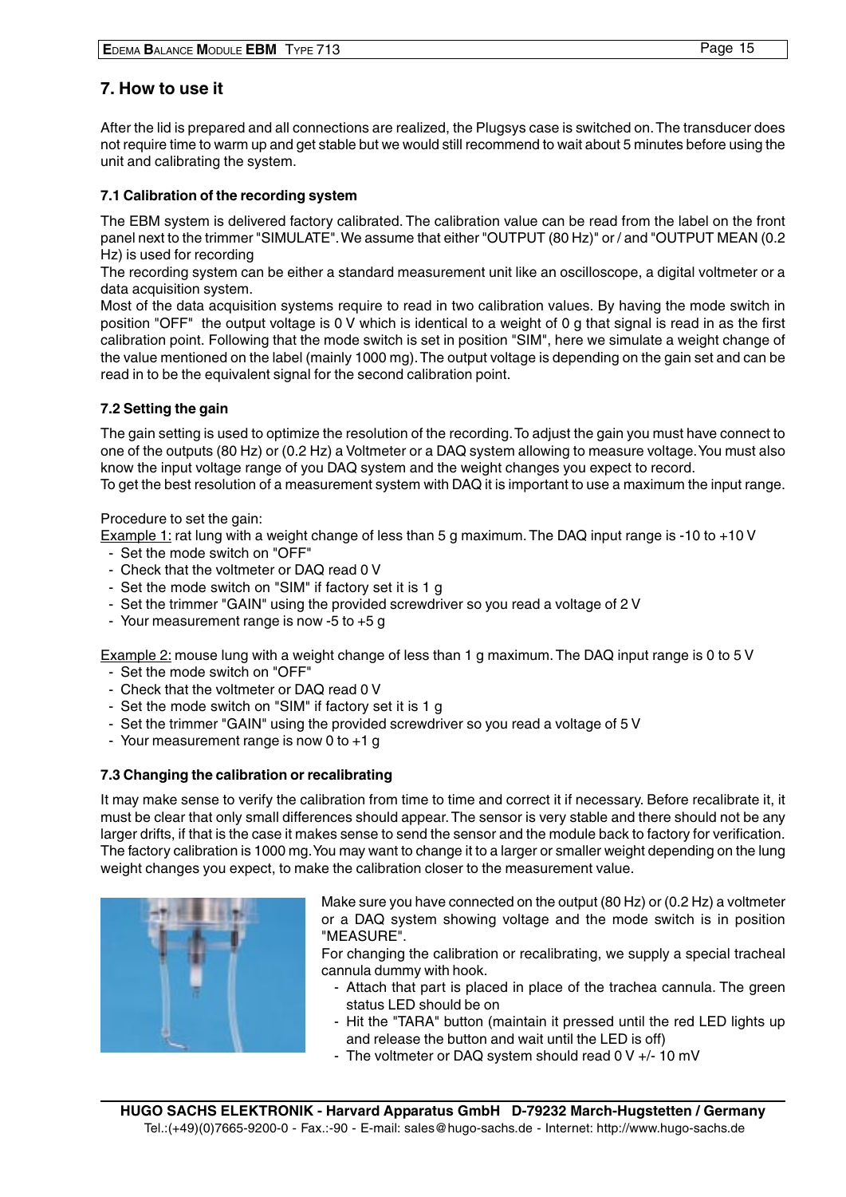## 7. How to use it

After the lid is prepared and all connections are realized, the Plugsys case is switched on. The transducer does not require time to warm up and get stable but we would still recommend to wait about 5 minutes before using the unit and calibrating the system.

### 7.1 Calibration of the recording system

The EBM system is delivered factory calibrated. The calibration value can be read from the label on the front panel next to the trimmer "SIMULATE". We assume that either "OUTPUT (80 Hz)" or / and "OUTPUT MEAN (0.2 Hz) is used for recording

The recording system can be either a standard measurement unit like an oscilloscope, a digital voltmeter or a data acquisition system.

Most of the data acquisition systems require to read in two calibration values. By having the mode switch in position "OFF" the output voltage is 0 V which is identical to a weight of 0 g that signal is read in as the first calibration point. Following that the mode switch is set in position "SIM", here we simulate a weight change of the value mentioned on the label (mainly 1000 mg). The output voltage is depending on the gain set and can be read in to be the equivalent signal for the second calibration point.

### 7.2 Setting the gain

The gain setting is used to optimize the resolution of the recording. To adjust the gain you must have connect to one of the outputs (80 Hz) or (0.2 Hz) a Voltmeter or a DAQ system allowing to measure voltage. You must also know the input voltage range of you DAQ system and the weight changes you expect to record.

To get the best resolution of a measurement system with DAQ it is important to use a maximum the input range.

Procedure to set the gain:

Example 1: rat lung with a weight change of less than 5 g maximum. The DAQ input range is -10 to +10 V

- Set the mode switch on "OFF"
- Check that the voltmeter or DAQ read 0 V
- Set the mode switch on "SIM" if factory set it is 1 g
- Set the trimmer "GAIN" using the provided screwdriver so you read a voltage of 2 V
- Your measurement range is now -5 to +5 g

Example 2: mouse lung with a weight change of less than 1 g maximum. The DAQ input range is 0 to 5 V

- Set the mode switch on "OFF"
- Check that the voltmeter or DAQ read 0 V
- Set the mode switch on "SIM" if factory set it is 1 g
- Set the trimmer "GAIN" using the provided screwdriver so you read a voltage of 5 V
- Your measurement range is now 0 to +1 g

### 7.3 Changing the calibration or recalibrating

It may make sense to verify the calibration from time to time and correct it if necessary. Before recalibrate it, it must be clear that only small differences should appear. The sensor is very stable and there should not be any larger drifts, if that is the case it makes sense to send the sensor and the module back to factory for verification. The factory calibration is 1000 mg. You may want to change it to a larger or smaller weight depending on the lung weight changes you expect, to make the calibration closer to the measurement value.

Make sure you have connected on the output (80 Hz) or (0.2 Hz) a voltmeter or a DAQ system showing voltage and the mode switch is in position "MEASURE".

For changing the calibration or recalibrating, we supply a special tracheal cannula dummy with hook.

- Attach that part is placed in place of the trachea cannula. The green status LED should be on
- Hit the "TARA" button (maintain it pressed until the red LED lights up and release the button and wait until the LED is off)
- The voltmeter or DAQ system should read 0 V +/- 10 mV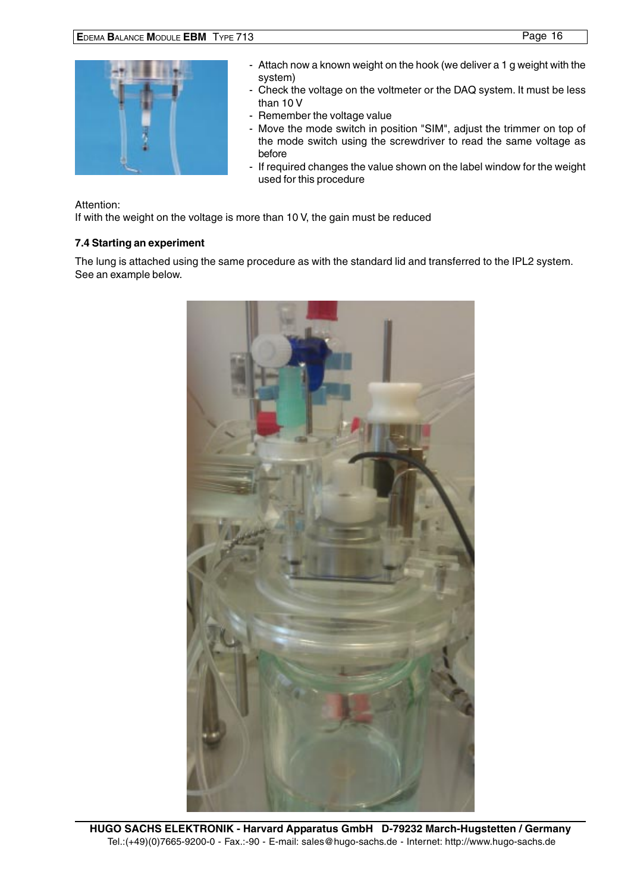- Attach now a known weight on the hook (we deliver a 1 g weight with the system)
- Check the voltage on the voltmeter or the DAQ system. It must be less than 10 V
- Remember the voltage value
- Move the mode switch in position "SIM", adjust the trimmer on top of the mode switch using the screwdriver to read the same voltage as before
- If required changes the value shown on the label window for the weight used for this procedure

Attention:
If with the weight on the voltage is more than 10 V, the gain must be reduced

### 7.4 Starting an experiment

The lung is attached using the same procedure as with the standard lid and transferred to the IPL2 system. See an example below.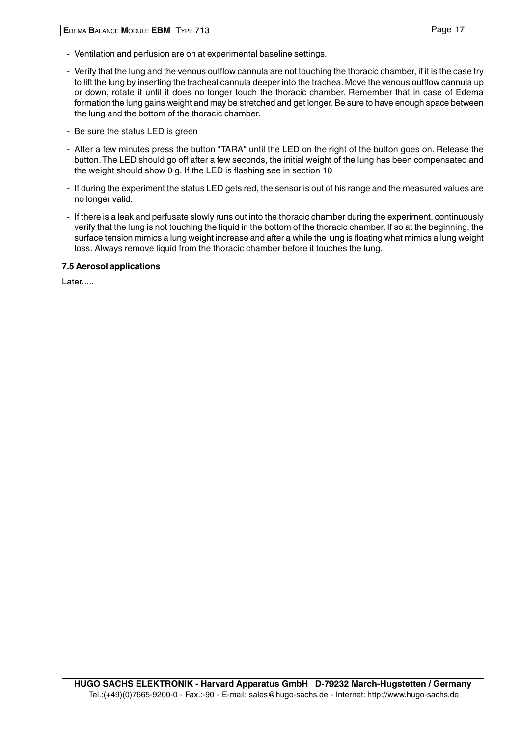- Ventilation and perfusion are on at experimental baseline settings.
- Verify that the lung and the venous outflow cannula are not touching the thoracic chamber, if it is the case try to lift the lung by inserting the tracheal cannula deeper into the trachea. Move the venous outflow cannula up or down, rotate it until it does no longer touch the thoracic chamber. Remember that in case of Edema formation the lung gains weight and may be stretched and get longer. Be sure to have enough space between the lung and the bottom of the thoracic chamber.
- Be sure the status LED is green
- After a few minutes press the button "TARA" until the LED on the right of the button goes on. Release the button. The LED should go off after a few seconds, the initial weight of the lung has been compensated and the weight should show 0 g. If the LED is flashing see in section 10
- If during the experiment the status LED gets red, the sensor is out of his range and the measured values are no longer valid.
- If there is a leak and perfusate slowly runs out into the thoracic chamber during the experiment, continuously verify that the lung is not touching the liquid in the bottom of the thoracic chamber. If so at the beginning, the surface tension mimics a lung weight increase and after a while the lung is floating what mimics a lung weight loss. Always remove liquid from the thoracic chamber before it touches the lung.

### 7.5 Aerosol applications

Later.....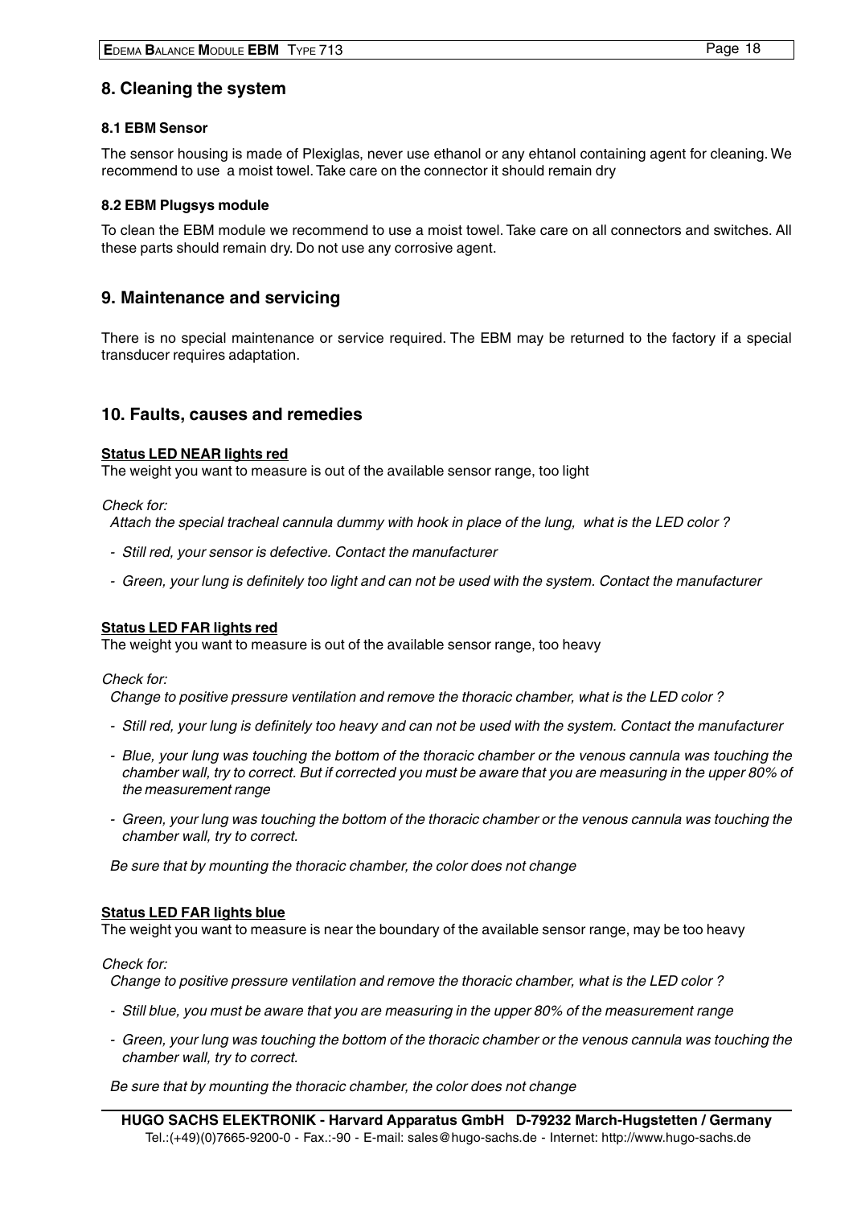## 8. Cleaning the system

### 8.1 EBM Sensor

The sensor housing is made of Plexiglas, never use ethanol or any ehtanol containing agent for cleaning. We recommend to use  a moist towel. Take care on the connector it should remain dry

### 8.2 EBM Plugsys module

To clean the EBM module we recommend to use a moist towel. Take care on all connectors and switches. All these parts should remain dry. Do not use any corrosive agent.

## 9. Maintenance and servicing

There is no special maintenance or service required. The EBM may be returned to the factory if a special transducer requires adaptation.

## 10. Faults, causes and remedies

**Status LED NEAR lights red**

The weight you want to measure is out of the available sensor range, too light

*Check for:*

*Attach the special tracheal cannula dummy with hook in place of the lung,  what is the LED color ?*

- *Still red, your sensor is defective. Contact the manufacturer*
- *Green, your lung is definitely too light and can not be used with the system. Contact the manufacturer*

**Status LED FAR lights red**

The weight you want to measure is out of the available sensor range, too heavy

*Check for:*

*Change to positive pressure ventilation and remove the thoracic chamber, what is the LED color ?*

- *Still red, your lung is definitely too heavy and can not be used with the system. Contact the manufacturer*
- *Blue, your lung was touching the bottom of the thoracic chamber or the venous cannula was touching the chamber wall, try to correct. But if corrected you must be aware that you are measuring in the upper 80% of the measurement range*
- *Green, your lung was touching the bottom of the thoracic chamber or the venous cannula was touching the chamber wall, try to correct.*

*Be sure that by mounting the thoracic chamber, the color does not change*

**Status LED FAR lights blue**

The weight you want to measure is near the boundary of the available sensor range, may be too heavy

*Check for:*

*Change to positive pressure ventilation and remove the thoracic chamber, what is the LED color ?*

- *Still blue, you must be aware that you are measuring in the upper 80% of the measurement range*
- *Green, your lung was touching the bottom of the thoracic chamber or the venous cannula was touching the chamber wall, try to correct.*

*Be sure that by mounting the thoracic chamber, the color does not change*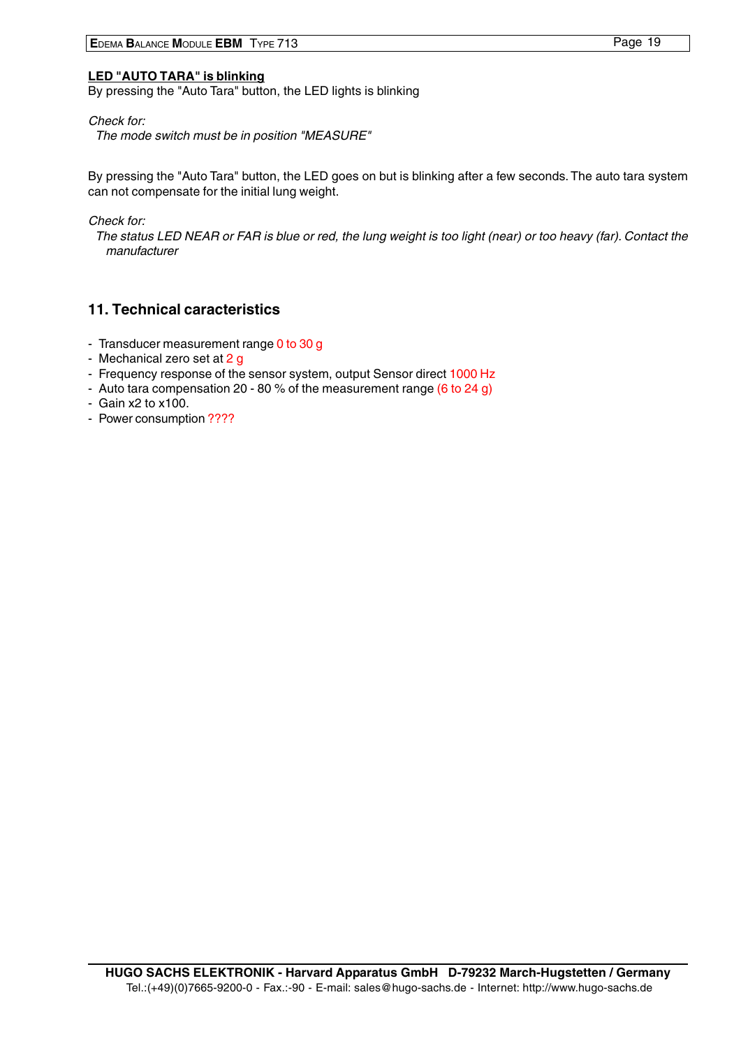**LED "AUTO TARA" is blinking**

By pressing the "Auto Tara" button, the LED lights is blinking

*Check for:*

*The mode switch must be in position "MEASURE"*

By pressing the "Auto Tara" button, the LED goes on but is blinking after a few seconds. The auto tara system can not compensate for the initial lung weight.

*Check for:*

*The status LED NEAR or FAR is blue or red, the lung weight is too light (near) or too heavy (far). Contact the manufacturer*

## 11. Technical caracteristics

- Transducer measurement range 0 to 30 g
- Mechanical zero set at 2 g
- Frequency response of the sensor system, output Sensor direct 1000 Hz
- Auto tara compensation 20 - 80 % of the measurement range (6 to 24 g)
- Gain x2 to x100.
- Power consumption ????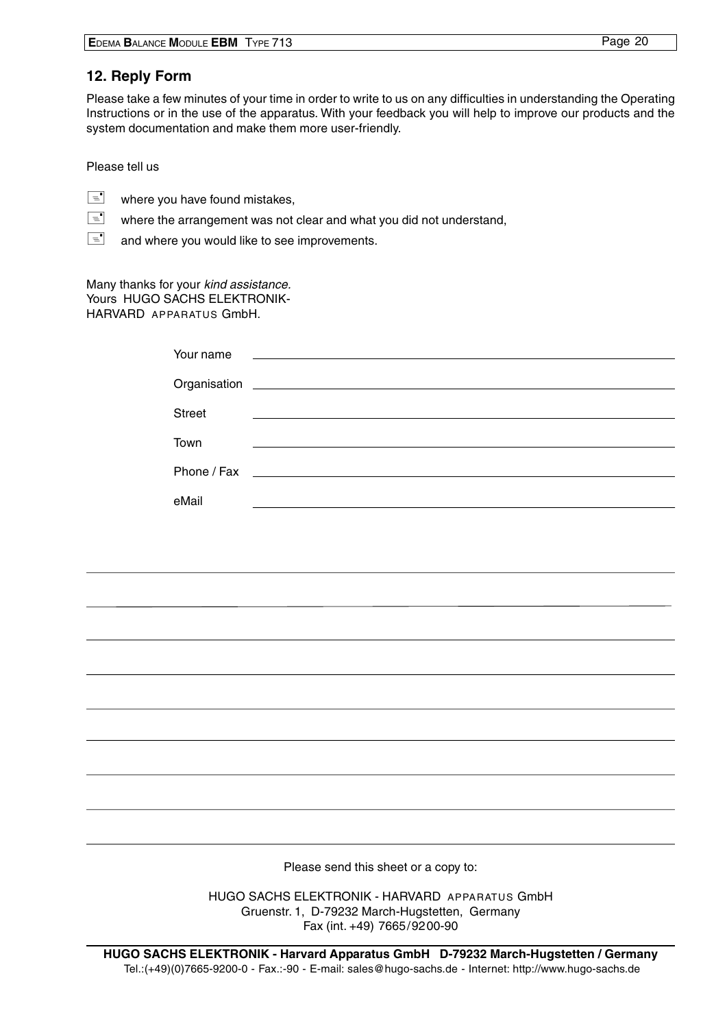## 12. Reply Form

Please take a few minutes of your time in order to write to us on any difficulties in understanding the Operating Instructions or in the use of the apparatus. With your feedback you will help to improve our products and the system documentation and make them more user-friendly.

Please tell us

- where you have found mistakes,
- where the arrangement was not clear and what you did not understand,
- and where you would like to see improvements.

Many thanks for your *kind assistance.*
Yours HUGO SACHS ELEKTRONIK-HARVARD APPARATUS GmbH.

Your name \_\_\_\_\_\_\_\_\_\_\_\_\_\_\_\_\_\_\_\_\_\_\_\_\_\_\_\_\_\_\_\_\_\_\_\_\_\_\_\_

Organisation \_\_\_\_\_\_\_\_\_\_\_\_\_\_\_\_\_\_\_\_\_\_\_\_\_\_\_\_\_\_\_\_\_\_\_\_\_\_\_\_

Street \_\_\_\_\_\_\_\_\_\_\_\_\_\_\_\_\_\_\_\_\_\_\_\_\_\_\_\_\_\_\_\_\_\_\_\_\_\_\_\_

Town \_\_\_\_\_\_\_\_\_\_\_\_\_\_\_\_\_\_\_\_\_\_\_\_\_\_\_\_\_\_\_\_\_\_\_\_\_\_\_\_

Phone / Fax \_\_\_\_\_\_\_\_\_\_\_\_\_\_\_\_\_\_\_\_\_\_\_\_\_\_\_\_\_\_\_\_\_\_\_\_\_\_\_\_

eMail \_\_\_\_\_\_\_\_\_\_\_\_\_\_\_\_\_\_\_\_\_\_\_\_\_\_\_\_\_\_\_\_\_\_\_\_\_\_\_\_

Please send this sheet or a copy to:

HUGO SACHS ELEKTRONIK - HARVARD APPARATUS GmbH
Gruenstr. 1, D-79232 March-Hugstetten, Germany
Fax (int. +49) 7665/9200-90